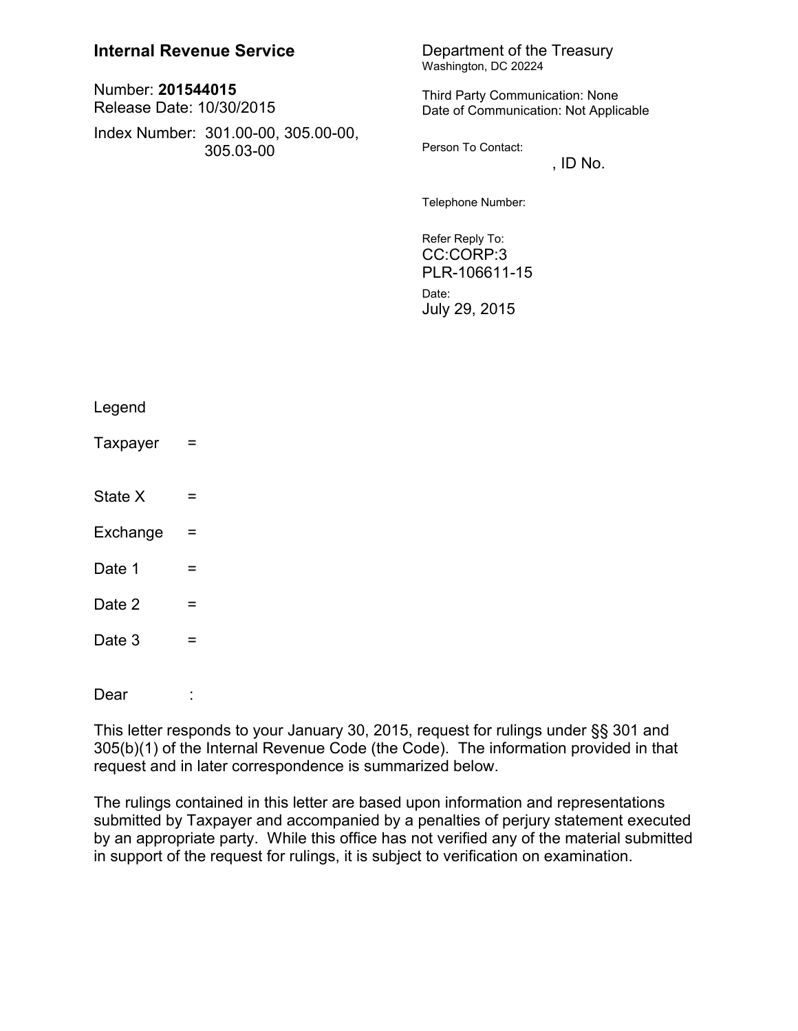**Internal Revenue Service**

Number: **201544015**
Release Date: 10/30/2015

Index Number: 301.00-00, 305.00-00, 305.03-00

Department of the Treasury
Washington, DC 20224

Third Party Communication: None
Date of Communication: Not Applicable

Person To Contact:
, ID No.

Telephone Number:

Refer Reply To:
CC:CORP:3
PLR-106611-15

Date:
July 29, 2015

Legend

Taxpayer =

State X =

Exchange =

Date 1 =

Date 2 =

Date 3 =

Dear :

This letter responds to your January 30, 2015, request for rulings under §§ 301 and 305(b)(1) of the Internal Revenue Code (the Code). The information provided in that request and in later correspondence is summarized below.

The rulings contained in this letter are based upon information and representations submitted by Taxpayer and accompanied by a penalties of perjury statement executed by an appropriate party. While this office has not verified any of the material submitted in support of the request for rulings, it is subject to verification on examination.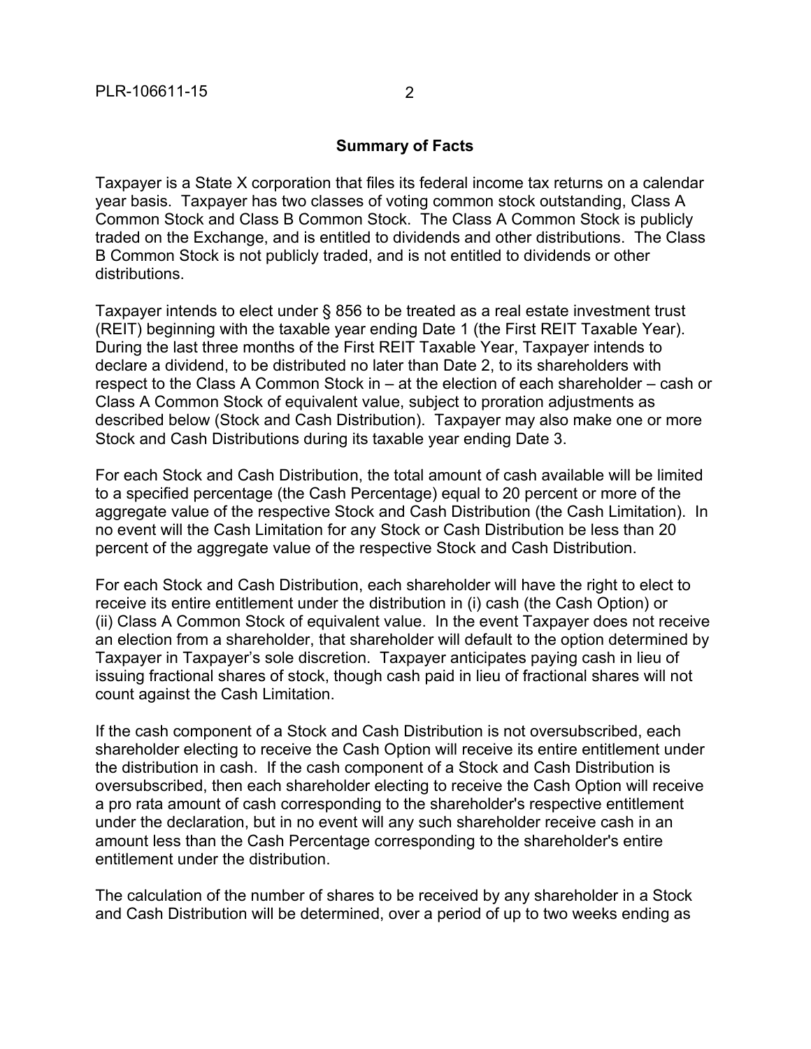## Summary of Facts

Taxpayer is a State X corporation that files its federal income tax returns on a calendar year basis. Taxpayer has two classes of voting common stock outstanding, Class A Common Stock and Class B Common Stock. The Class A Common Stock is publicly traded on the Exchange, and is entitled to dividends and other distributions. The Class B Common Stock is not publicly traded, and is not entitled to dividends or other distributions.

Taxpayer intends to elect under § 856 to be treated as a real estate investment trust (REIT) beginning with the taxable year ending Date 1 (the First REIT Taxable Year). During the last three months of the First REIT Taxable Year, Taxpayer intends to declare a dividend, to be distributed no later than Date 2, to its shareholders with respect to the Class A Common Stock in – at the election of each shareholder – cash or Class A Common Stock of equivalent value, subject to proration adjustments as described below (Stock and Cash Distribution). Taxpayer may also make one or more Stock and Cash Distributions during its taxable year ending Date 3.

For each Stock and Cash Distribution, the total amount of cash available will be limited to a specified percentage (the Cash Percentage) equal to 20 percent or more of the aggregate value of the respective Stock and Cash Distribution (the Cash Limitation). In no event will the Cash Limitation for any Stock or Cash Distribution be less than 20 percent of the aggregate value of the respective Stock and Cash Distribution.

For each Stock and Cash Distribution, each shareholder will have the right to elect to receive its entire entitlement under the distribution in (i) cash (the Cash Option) or (ii) Class A Common Stock of equivalent value. In the event Taxpayer does not receive an election from a shareholder, that shareholder will default to the option determined by Taxpayer in Taxpayer's sole discretion. Taxpayer anticipates paying cash in lieu of issuing fractional shares of stock, though cash paid in lieu of fractional shares will not count against the Cash Limitation.

If the cash component of a Stock and Cash Distribution is not oversubscribed, each shareholder electing to receive the Cash Option will receive its entire entitlement under the distribution in cash. If the cash component of a Stock and Cash Distribution is oversubscribed, then each shareholder electing to receive the Cash Option will receive a pro rata amount of cash corresponding to the shareholder's respective entitlement under the declaration, but in no event will any such shareholder receive cash in an amount less than the Cash Percentage corresponding to the shareholder's entire entitlement under the distribution.

The calculation of the number of shares to be received by any shareholder in a Stock and Cash Distribution will be determined, over a period of up to two weeks ending as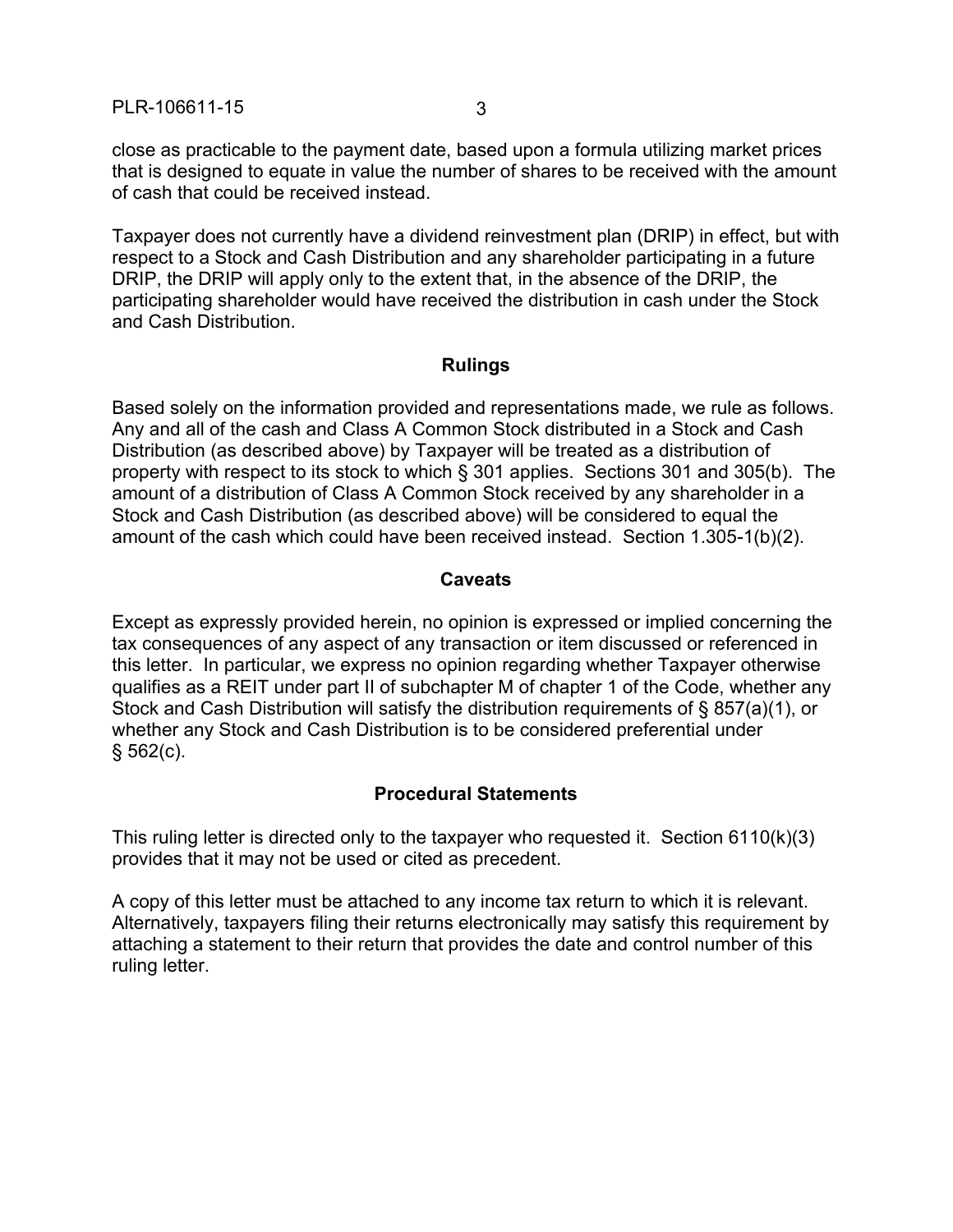close as practicable to the payment date, based upon a formula utilizing market prices that is designed to equate in value the number of shares to be received with the amount of cash that could be received instead.

Taxpayer does not currently have a dividend reinvestment plan (DRIP) in effect, but with respect to a Stock and Cash Distribution and any shareholder participating in a future DRIP, the DRIP will apply only to the extent that, in the absence of the DRIP, the participating shareholder would have received the distribution in cash under the Stock and Cash Distribution.

## Rulings

Based solely on the information provided and representations made, we rule as follows. Any and all of the cash and Class A Common Stock distributed in a Stock and Cash Distribution (as described above) by Taxpayer will be treated as a distribution of property with respect to its stock to which § 301 applies. Sections 301 and 305(b). The amount of a distribution of Class A Common Stock received by any shareholder in a Stock and Cash Distribution (as described above) will be considered to equal the amount of the cash which could have been received instead. Section 1.305-1(b)(2).

## Caveats

Except as expressly provided herein, no opinion is expressed or implied concerning the tax consequences of any aspect of any transaction or item discussed or referenced in this letter. In particular, we express no opinion regarding whether Taxpayer otherwise qualifies as a REIT under part II of subchapter M of chapter 1 of the Code, whether any Stock and Cash Distribution will satisfy the distribution requirements of § 857(a)(1), or whether any Stock and Cash Distribution is to be considered preferential under § 562(c).

## Procedural Statements

This ruling letter is directed only to the taxpayer who requested it. Section 6110(k)(3) provides that it may not be used or cited as precedent.

A copy of this letter must be attached to any income tax return to which it is relevant. Alternatively, taxpayers filing their returns electronically may satisfy this requirement by attaching a statement to their return that provides the date and control number of this ruling letter.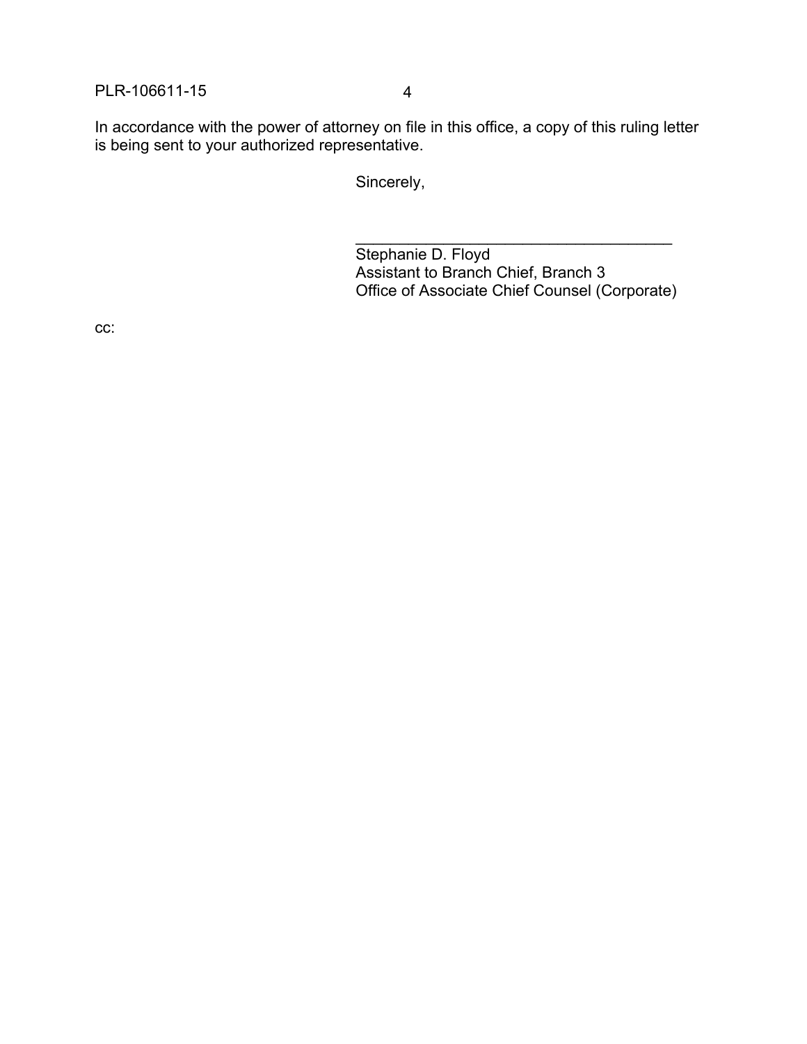In accordance with the power of attorney on file in this office, a copy of this ruling letter is being sent to your authorized representative.

Sincerely,

_____________________________________

Stephanie D. Floyd
Assistant to Branch Chief, Branch 3
Office of Associate Chief Counsel (Corporate)

cc: